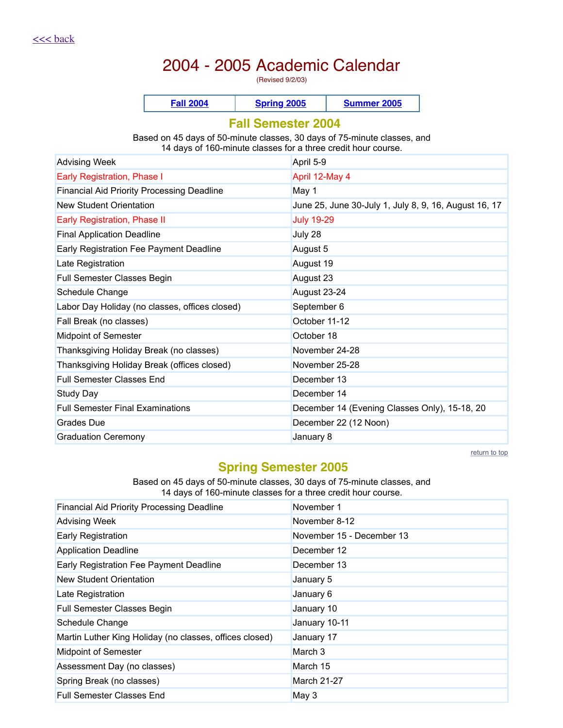<<< back

# 2004 - 2005 Academic Calendar

(Revised 9/2/03)

| Fall 2004 | Spring 2005 | Summer 2005 |
|---|---|---|

## Fall Semester 2004

Based on 45 days of 50-minute classes, 30 days of 75-minute classes, and 14 days of 160-minute classes for a three credit hour course.

| | |
|---|---|
| Advising Week | April 5-9 |
| Early Registration, Phase I | April 12-May 4 |
| Financial Aid Priority Processing Deadline | May 1 |
| New Student Orientation | June 25, June 30-July 1, July 8, 9, 16, August 16, 17 |
| Early Registration, Phase II | July 19-29 |
| Final Application Deadline | July 28 |
| Early Registration Fee Payment Deadline | August 5 |
| Late Registration | August 19 |
| Full Semester Classes Begin | August 23 |
| Schedule Change | August 23-24 |
| Labor Day Holiday (no classes, offices closed) | September 6 |
| Fall Break (no classes) | October 11-12 |
| Midpoint of Semester | October 18 |
| Thanksgiving Holiday Break (no classes) | November 24-28 |
| Thanksgiving Holiday Break (offices closed) | November 25-28 |
| Full Semester Classes End | December 13 |
| Study Day | December 14 |
| Full Semester Final Examinations | December 14 (Evening Classes Only), 15-18, 20 |
| Grades Due | December 22 (12 Noon) |
| Graduation Ceremony | January 8 |

return to top

## Spring Semester 2005

Based on 45 days of 50-minute classes, 30 days of 75-minute classes, and 14 days of 160-minute classes for a three credit hour course.

| | |
|---|---|
| Financial Aid Priority Processing Deadline | November 1 |
| Advising Week | November 8-12 |
| Early Registration | November 15 - December 13 |
| Application Deadline | December 12 |
| Early Registration Fee Payment Deadline | December 13 |
| New Student Orientation | January 5 |
| Late Registration | January 6 |
| Full Semester Classes Begin | January 10 |
| Schedule Change | January 10-11 |
| Martin Luther King Holiday (no classes, offices closed) | January 17 |
| Midpoint of Semester | March 3 |
| Assessment Day (no classes) | March 15 |
| Spring Break (no classes) | March 21-27 |
| Full Semester Classes End | May 3 |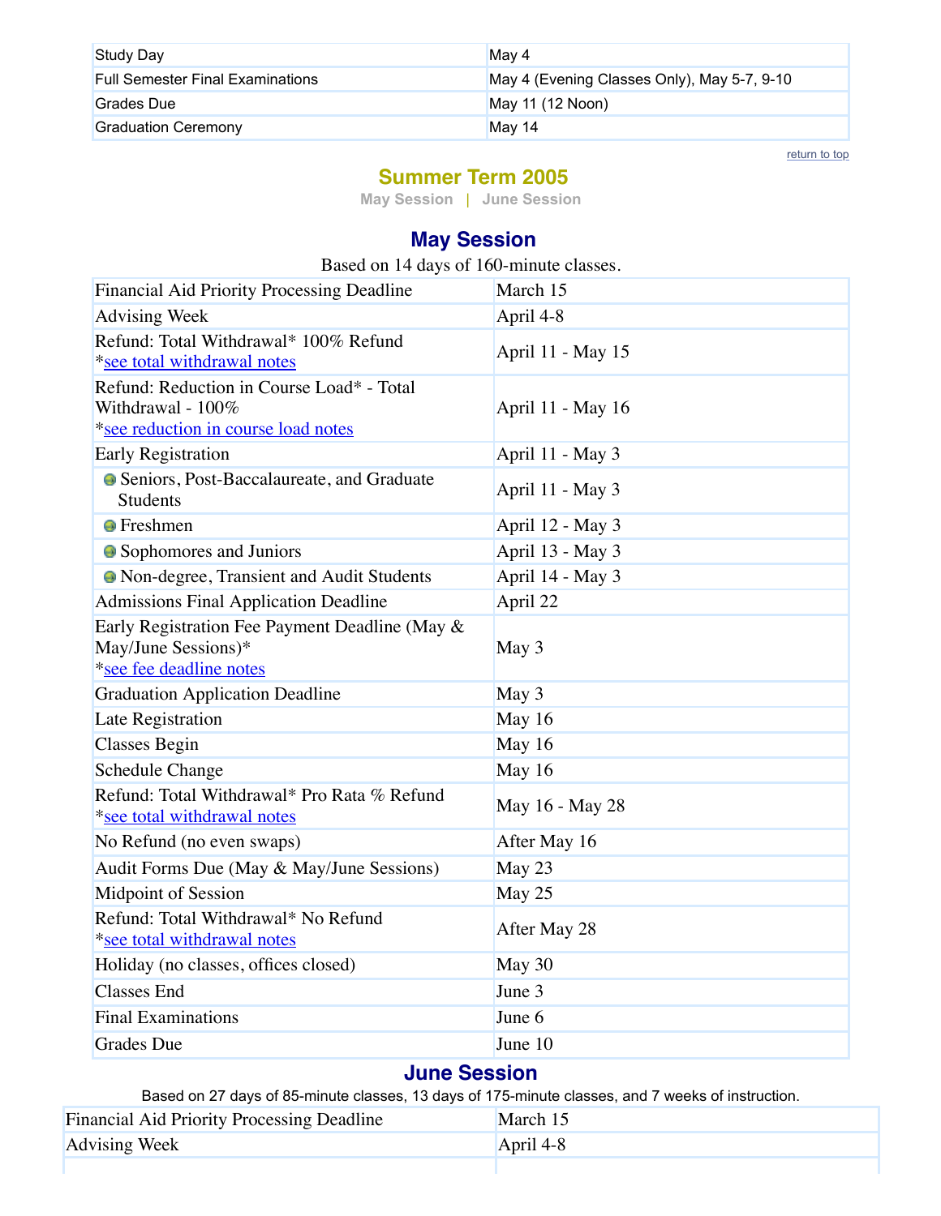| | |
|---|---|
| Study Day | May 4 |
| Full Semester Final Examinations | May 4 (Evening Classes Only), May 5-7, 9-10 |
| Grades Due | May 11 (12 Noon) |
| Graduation Ceremony | May 14 |

return to top

## Summer Term 2005

May Session | June Session

### May Session

Based on 14 days of 160-minute classes.

| | |
|---|---|
| Financial Aid Priority Processing Deadline | March 15 |
| Advising Week | April 4-8 |
| Refund: Total Withdrawal* 100% Refund *see total withdrawal notes | April 11 - May 15 |
| Refund: Reduction in Course Load* - Total Withdrawal - 100% *see reduction in course load notes | April 11 - May 16 |
| Early Registration | April 11 - May 3 |
| Seniors, Post-Baccalaureate, and Graduate Students | April 11 - May 3 |
| Freshmen | April 12 - May 3 |
| Sophomores and Juniors | April 13 - May 3 |
| Non-degree, Transient and Audit Students | April 14 - May 3 |
| Admissions Final Application Deadline | April 22 |
| Early Registration Fee Payment Deadline (May & May/June Sessions)* *see fee deadline notes | May 3 |
| Graduation Application Deadline | May 3 |
| Late Registration | May 16 |
| Classes Begin | May 16 |
| Schedule Change | May 16 |
| Refund: Total Withdrawal* Pro Rata % Refund *see total withdrawal notes | May 16 - May 28 |
| No Refund (no even swaps) | After May 16 |
| Audit Forms Due (May & May/June Sessions) | May 23 |
| Midpoint of Session | May 25 |
| Refund: Total Withdrawal* No Refund *see total withdrawal notes | After May 28 |
| Holiday (no classes, offices closed) | May 30 |
| Classes End | June 3 |
| Final Examinations | June 6 |
| Grades Due | June 10 |

### June Session

Based on 27 days of 85-minute classes, 13 days of 175-minute classes, and 7 weeks of instruction.

| | |
|---|---|
| Financial Aid Priority Processing Deadline | March 15 |
| Advising Week | April 4-8 |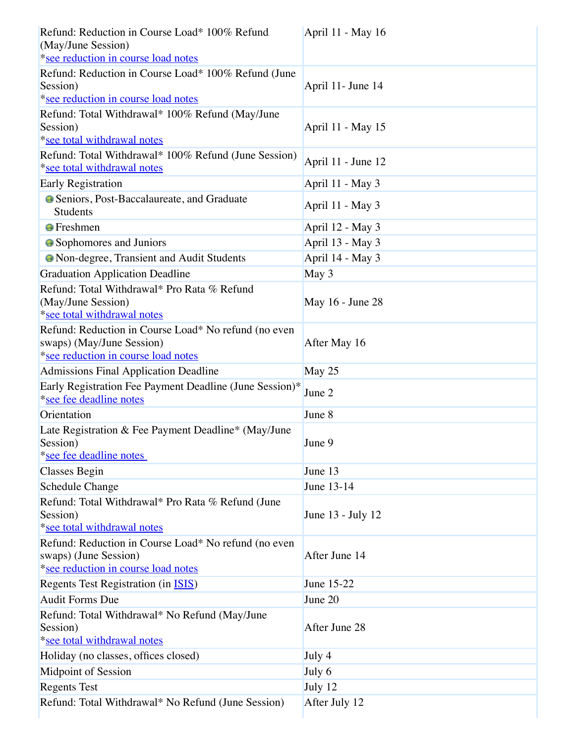| | |
|---|---|
| Refund: Reduction in Course Load* 100% Refund (May/June Session)<br>*see reduction in course load notes | April 11 - May 16 |
| Refund: Reduction in Course Load* 100% Refund (June Session)<br>*see reduction in course load notes | April 11- June 14 |
| Refund: Total Withdrawal* 100% Refund (May/June Session)<br>*see total withdrawal notes | April 11 - May 15 |
| Refund: Total Withdrawal* 100% Refund (June Session)<br>*see total withdrawal notes | April 11 - June 12 |
| Early Registration | April 11 - May 3 |
| • Seniors, Post-Baccalaureate, and Graduate Students | April 11 - May 3 |
| • Freshmen | April 12 - May 3 |
| • Sophomores and Juniors | April 13 - May 3 |
| • Non-degree, Transient and Audit Students | April 14 - May 3 |
| Graduation Application Deadline | May 3 |
| Refund: Total Withdrawal* Pro Rata % Refund (May/June Session)<br>*see total withdrawal notes | May 16 - June 28 |
| Refund: Reduction in Course Load* No refund (no even swaps) (May/June Session)<br>*see reduction in course load notes | After May 16 |
| Admissions Final Application Deadline | May 25 |
| Early Registration Fee Payment Deadline (June Session)*<br>*see fee deadline notes | June 2 |
| Orientation | June 8 |
| Late Registration & Fee Payment Deadline* (May/June Session)<br>*see fee deadline notes | June 9 |
| Classes Begin | June 13 |
| Schedule Change | June 13-14 |
| Refund: Total Withdrawal* Pro Rata % Refund (June Session)<br>*see total withdrawal notes | June 13 - July 12 |
| Refund: Reduction in Course Load* No refund (no even swaps) (June Session)<br>*see reduction in course load notes | After June 14 |
| Regents Test Registration (in ISIS) | June 15-22 |
| Audit Forms Due | June 20 |
| Refund: Total Withdrawal* No Refund (May/June Session)<br>*see total withdrawal notes | After June 28 |
| Holiday (no classes, offices closed) | July 4 |
| Midpoint of Session | July 6 |
| Regents Test | July 12 |
| Refund: Total Withdrawal* No Refund (June Session) | After July 12 |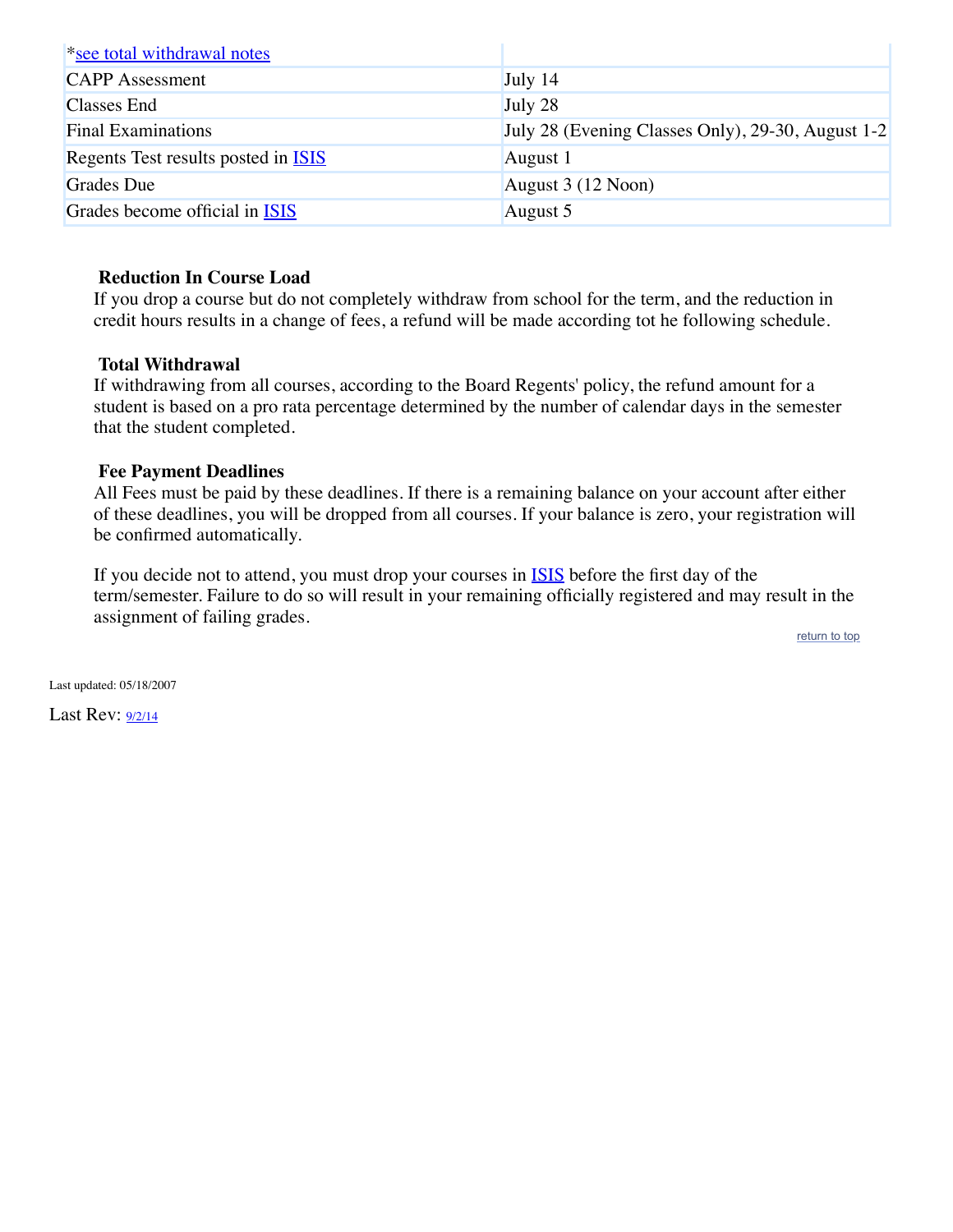| | |
|---|---|
| *see total withdrawal notes | |
| CAPP Assessment | July 14 |
| Classes End | July 28 |
| Final Examinations | July 28 (Evening Classes Only), 29-30, August 1-2 |
| Regents Test results posted in ISIS | August 1 |
| Grades Due | August 3 (12 Noon) |
| Grades become official in ISIS | August 5 |

**Reduction In Course Load**

If you drop a course but do not completely withdraw from school for the term, and the reduction in credit hours results in a change of fees, a refund will be made according tot he following schedule.

**Total Withdrawal**

If withdrawing from all courses, according to the Board Regents' policy, the refund amount for a student is based on a pro rata percentage determined by the number of calendar days in the semester that the student completed.

**Fee Payment Deadlines**

All Fees must be paid by these deadlines. If there is a remaining balance on your account after either of these deadlines, you will be dropped from all courses. If your balance is zero, your registration will be confirmed automatically.

If you decide not to attend, you must drop your courses in ISIS before the first day of the term/semester. Failure to do so will result in your remaining officially registered and may result in the assignment of failing grades.

return to top

Last updated: 05/18/2007

Last Rev: 9/2/14